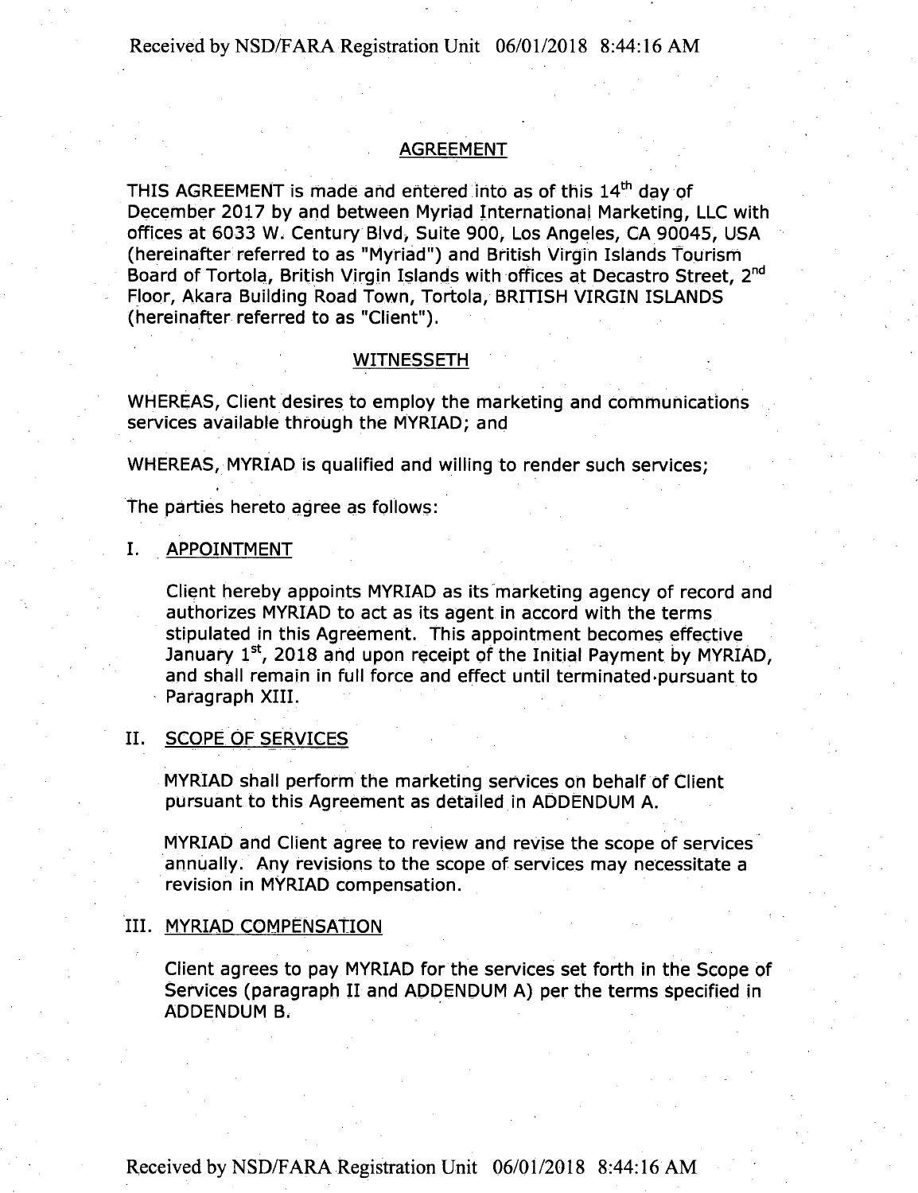## AGREEMENT

THIS AGREEMENT is made and entered into as of this 14th day of December 2017 by and between Myriad International Marketing, LLC with offices at 6033 W. Century Blvd, Suite 900, Los Angeles, CA 90045, USA (hereinafter referred to as "Myriad") and British Virgin Islands Tourism Board of Tortola, British Virgin Islands with offices at Decastro Street, 2nd Floor, Akara Building Road Town, Tortola, BRITISH VIRGIN ISLANDS (hereinafter referred to as "Client").

## WITNESSETH

WHEREAS, Client desires to employ the marketing and communications services available through the MYRIAD; and

WHEREAS, MYRIAD is qualified and willing to render such services;

The parties hereto agree as follows:

### I. APPOINTMENT

Client hereby appoints MYRIAD as its marketing agency of record and authorizes MYRIAD to act as its agent in accord with the terms stipulated in this Agreement. This appointment becomes effective January 1st, 2018 and upon receipt of the Initial Payment by MYRIAD, and shall remain in full force and effect until terminated pursuant to Paragraph XIII.

### II. SCOPE OF SERVICES

MYRIAD shall perform the marketing services on behalf of Client pursuant to this Agreement as detailed in ADDENDUM A.

MYRIAD and Client agree to review and revise the scope of services annually. Any revisions to the scope of services may necessitate a revision in MYRIAD compensation.

### III. MYRIAD COMPENSATION

Client agrees to pay MYRIAD for the services set forth in the Scope of Services (paragraph II and ADDENDUM A) per the terms specified in ADDENDUM B.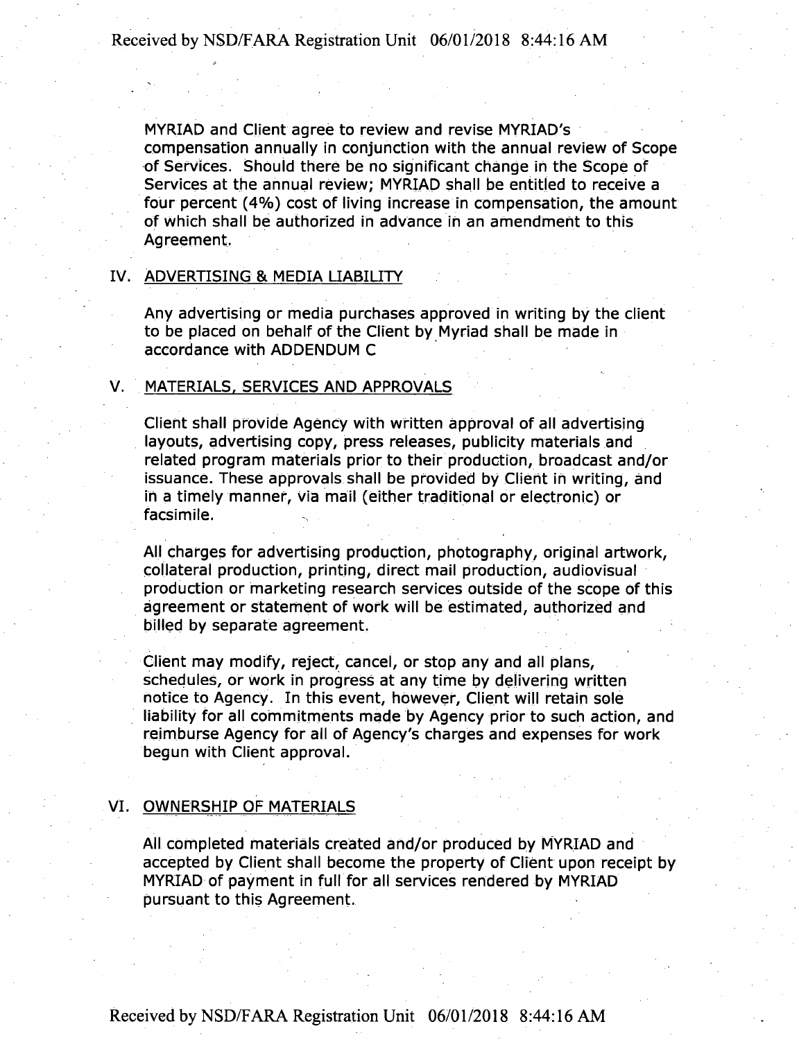MYRIAD and Client agree to review and revise MYRIAD's compensation annually in conjunction with the annual review of Scope of Services. Should there be no significant change in the Scope of Services at the annual review; MYRIAD shall be entitled to receive a four percent (4%) cost of living increase in compensation, the amount of which shall be authorized in advance in an amendment to this Agreement.

## IV. ADVERTISING & MEDIA LIABILITY

Any advertising or media purchases approved in writing by the client to be placed on behalf of the Client by Myriad shall be made in accordance with ADDENDUM C

## V. MATERIALS, SERVICES AND APPROVALS

Client shall provide Agency with written approval of all advertising layouts, advertising copy, press releases, publicity materials and related program materials prior to their production, broadcast and/or issuance. These approvals shall be provided by Client in writing, and in a timely manner, via mail (either traditional or electronic) or facsimile.

All charges for advertising production, photography, original artwork, collateral production, printing, direct mail production, audiovisual production or marketing research services outside of the scope of this agreement or statement of work will be estimated, authorized and billed by separate agreement.

Client may modify, reject, cancel, or stop any and all plans, schedules, or work in progress at any time by delivering written notice to Agency. In this event, however, Client will retain sole liability for all commitments made by Agency prior to such action, and reimburse Agency for all of Agency's charges and expenses for work begun with Client approval.

## VI. OWNERSHIP OF MATERIALS

All completed materials created and/or produced by MYRIAD and accepted by Client shall become the property of Client upon receipt by MYRIAD of payment in full for all services rendered by MYRIAD pursuant to this Agreement.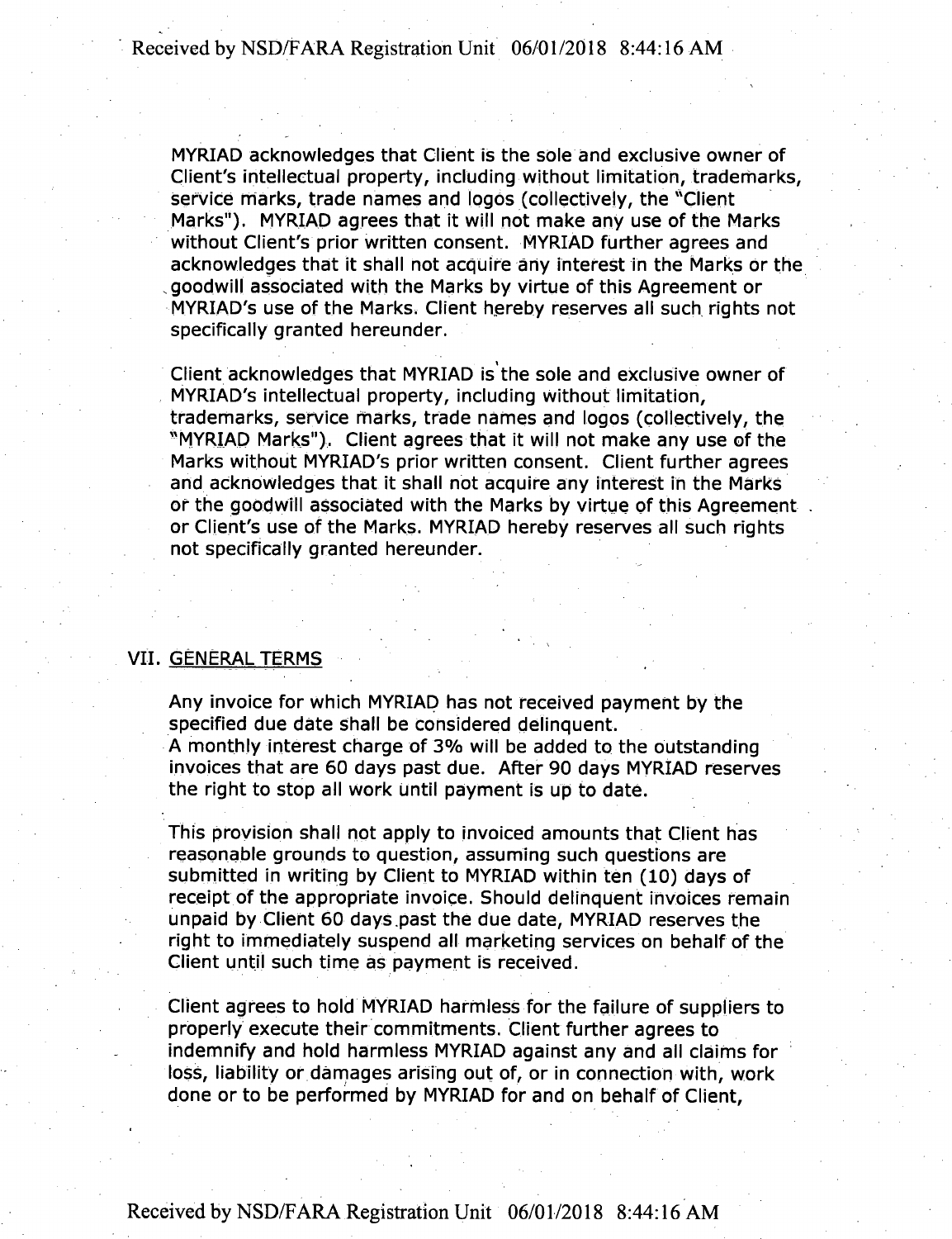MYRIAD acknowledges that Client is the sole and exclusive owner of Client's intellectual property, including without limitation, trademarks, service marks, trade names and logos (collectively, the "Client Marks"). MYRIAD agrees that it will not make any use of the Marks without Client's prior written consent. MYRIAD further agrees and acknowledges that it shall not acquire any interest in the Marks or the goodwill associated with the Marks by virtue of this Agreement or MYRIAD's use of the Marks. Client hereby reserves all such rights not specifically granted hereunder.

Client acknowledges that MYRIAD is the sole and exclusive owner of MYRIAD's intellectual property, including without limitation, trademarks, service marks, trade names and logos (collectively, the "MYRIAD Marks"). Client agrees that it will not make any use of the Marks without MYRIAD's prior written consent. Client further agrees and acknowledges that it shall not acquire any interest in the Marks or the goodwill associated with the Marks by virtue of this Agreement or Client's use of the Marks. MYRIAD hereby reserves all such rights not specifically granted hereunder.

## VII. GENERAL TERMS

Any invoice for which MYRIAD has not received payment by the specified due date shall be considered delinquent.
A monthly interest charge of 3% will be added to the outstanding invoices that are 60 days past due. After 90 days MYRIAD reserves the right to stop all work until payment is up to date.

This provision shall not apply to invoiced amounts that Client has reasonable grounds to question, assuming such questions are submitted in writing by Client to MYRIAD within ten (10) days of receipt of the appropriate invoice. Should delinquent invoices remain unpaid by Client 60 days past the due date, MYRIAD reserves the right to immediately suspend all marketing services on behalf of the Client until such time as payment is received.

Client agrees to hold MYRIAD harmless for the failure of suppliers to properly execute their commitments. Client further agrees to indemnify and hold harmless MYRIAD against any and all claims for loss, liability or damages arising out of, or in connection with, work done or to be performed by MYRIAD for and on behalf of Client,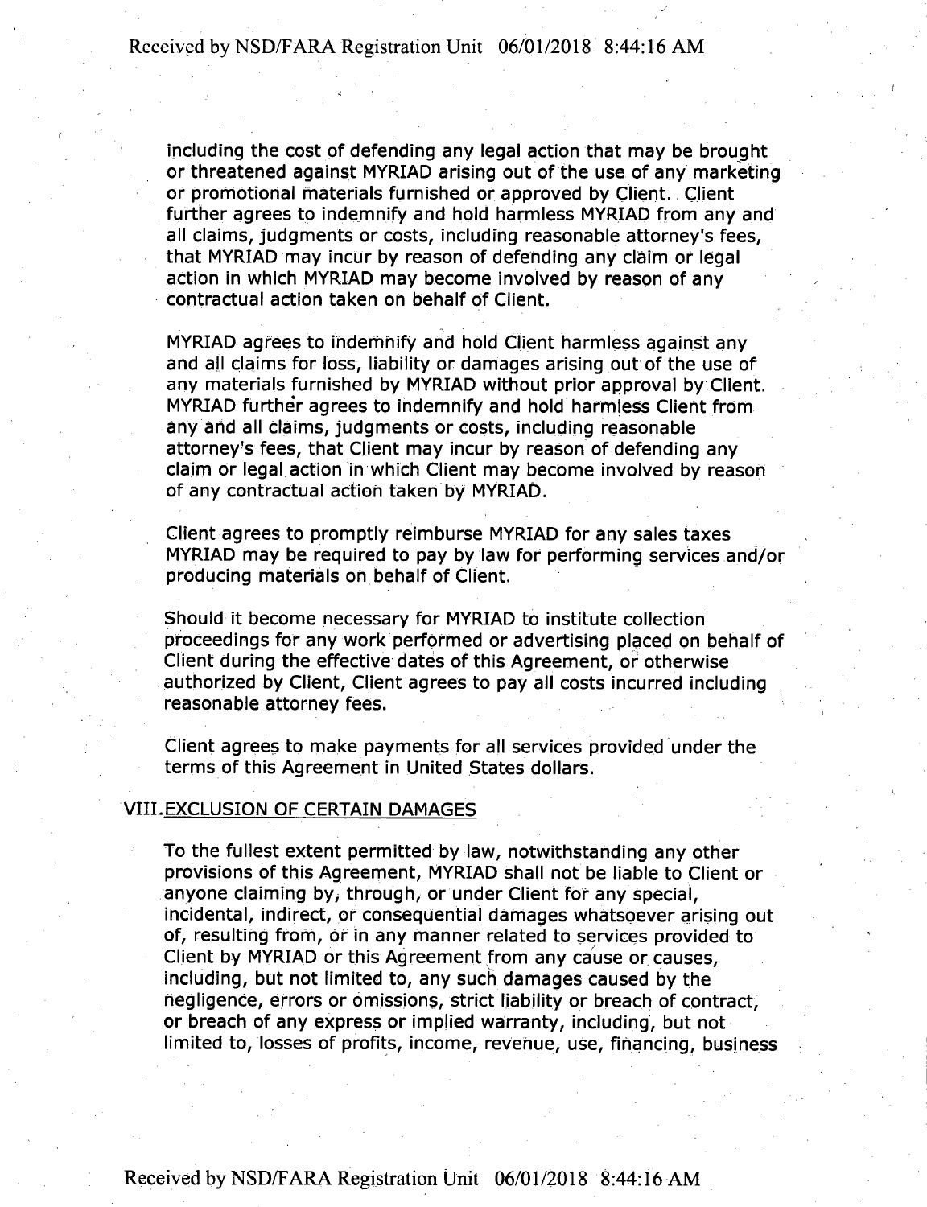including the cost of defending any legal action that may be brought or threatened against MYRIAD arising out of the use of any marketing or promotional materials furnished or approved by Client. Client further agrees to indemnify and hold harmless MYRIAD from any and all claims, judgments or costs, including reasonable attorney's fees, that MYRIAD may incur by reason of defending any claim or legal action in which MYRIAD may become involved by reason of any contractual action taken on behalf of Client.

MYRIAD agrees to indemnify and hold Client harmless against any and all claims for loss, liability or damages arising out of the use of any materials furnished by MYRIAD without prior approval by Client. MYRIAD further agrees to indemnify and hold harmless Client from any and all claims, judgments or costs, including reasonable attorney's fees, that Client may incur by reason of defending any claim or legal action in which Client may become involved by reason of any contractual action taken by MYRIAD.

Client agrees to promptly reimburse MYRIAD for any sales taxes MYRIAD may be required to pay by law for performing services and/or producing materials on behalf of Client.

Should it become necessary for MYRIAD to institute collection proceedings for any work performed or advertising placed on behalf of Client during the effective dates of this Agreement, or otherwise authorized by Client, Client agrees to pay all costs incurred including reasonable attorney fees.

Client agrees to make payments for all services provided under the terms of this Agreement in United States dollars.

## VIII. EXCLUSION OF CERTAIN DAMAGES

To the fullest extent permitted by law, notwithstanding any other provisions of this Agreement, MYRIAD shall not be liable to Client or anyone claiming by, through, or under Client for any special, incidental, indirect, or consequential damages whatsoever arising out of, resulting from, or in any manner related to services provided to Client by MYRIAD or this Agreement from any cause or causes, including, but not limited to, any such damages caused by the negligence, errors or omissions, strict liability or breach of contract, or breach of any express or implied warranty, including, but not limited to, losses of profits, income, revenue, use, financing, business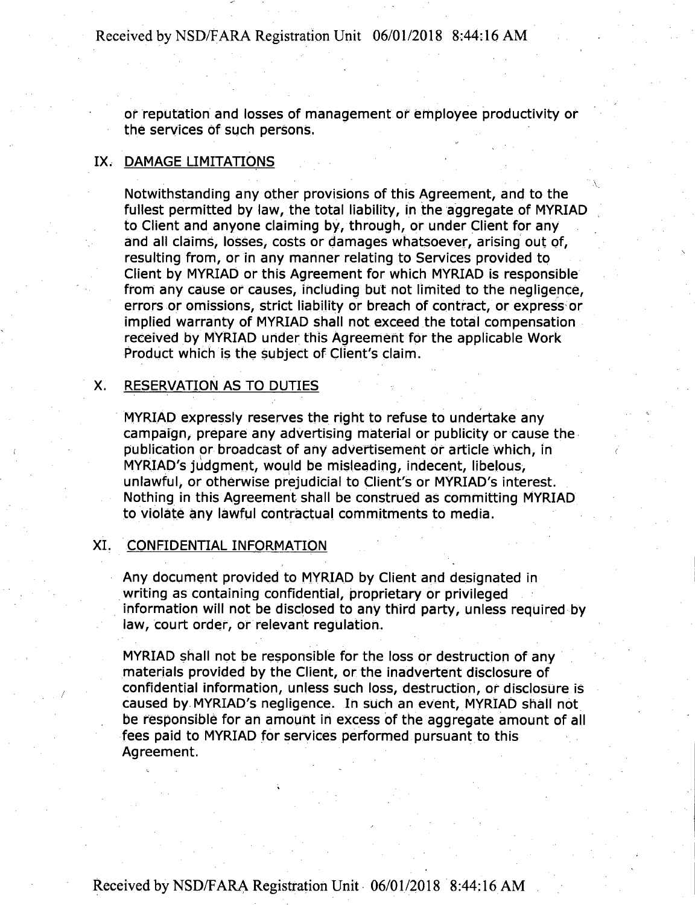or reputation and losses of management or employee productivity or the services of such persons.

## IX. DAMAGE LIMITATIONS

Notwithstanding any other provisions of this Agreement, and to the fullest permitted by law, the total liability, in the aggregate of MYRIAD to Client and anyone claiming by, through, or under Client for any and all claims, losses, costs or damages whatsoever, arising out of, resulting from, or in any manner relating to Services provided to Client by MYRIAD or this Agreement for which MYRIAD is responsible from any cause or causes, including but not limited to the negligence, errors or omissions, strict liability or breach of contract, or express or implied warranty of MYRIAD shall not exceed the total compensation received by MYRIAD under this Agreement for the applicable Work Product which is the subject of Client's claim.

## X. RESERVATION AS TO DUTIES

MYRIAD expressly reserves the right to refuse to undertake any campaign, prepare any advertising material or publicity or cause the publication or broadcast of any advertisement or article which, in MYRIAD's judgment, would be misleading, indecent, libelous, unlawful, or otherwise prejudicial to Client's or MYRIAD's interest. Nothing in this Agreement shall be construed as committing MYRIAD to violate any lawful contractual commitments to media.

## XI. CONFIDENTIAL INFORMATION

Any document provided to MYRIAD by Client and designated in writing as containing confidential, proprietary or privileged information will not be disclosed to any third party, unless required by law, court order, or relevant regulation.

MYRIAD shall not be responsible for the loss or destruction of any materials provided by the Client, or the inadvertent disclosure of confidential information, unless such loss, destruction, or disclosure is caused by MYRIAD's negligence. In such an event, MYRIAD shall not be responsible for an amount in excess of the aggregate amount of all fees paid to MYRIAD for services performed pursuant to this Agreement.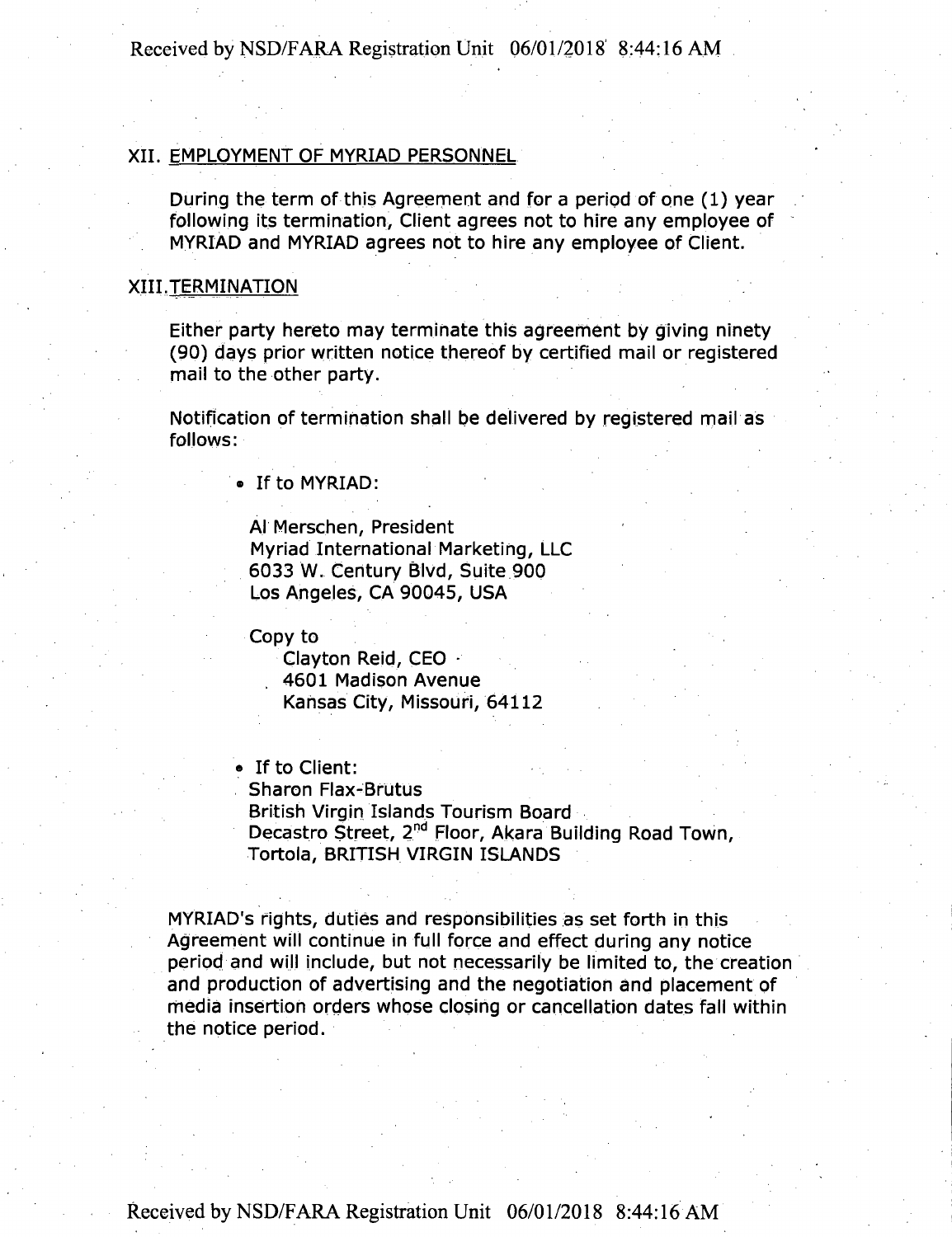## XII. EMPLOYMENT OF MYRIAD PERSONNEL

During the term of this Agreement and for a period of one (1) year following its termination, Client agrees not to hire any employee of MYRIAD and MYRIAD agrees not to hire any employee of Client.

## XIII. TERMINATION

Either party hereto may terminate this agreement by giving ninety (90) days prior written notice thereof by certified mail or registered mail to the other party.

Notification of termination shall be delivered by registered mail as follows:

- If to MYRIAD:

  Al Merschen, President
  Myriad International Marketing, LLC
  6033 W. Century Blvd, Suite 900
  Los Angeles, CA 90045, USA

  Copy to
  Clayton Reid, CEO
  4601 Madison Avenue
  Kansas City, Missouri, 64112

- If to Client:
  Sharon Flax-Brutus
  British Virgin Islands Tourism Board
  Decastro Street, 2nd Floor, Akara Building Road Town,
  Tortola, BRITISH VIRGIN ISLANDS

MYRIAD's rights, duties and responsibilities as set forth in this Agreement will continue in full force and effect during any notice period and will include, but not necessarily be limited to, the creation and production of advertising and the negotiation and placement of media insertion orders whose closing or cancellation dates fall within the notice period.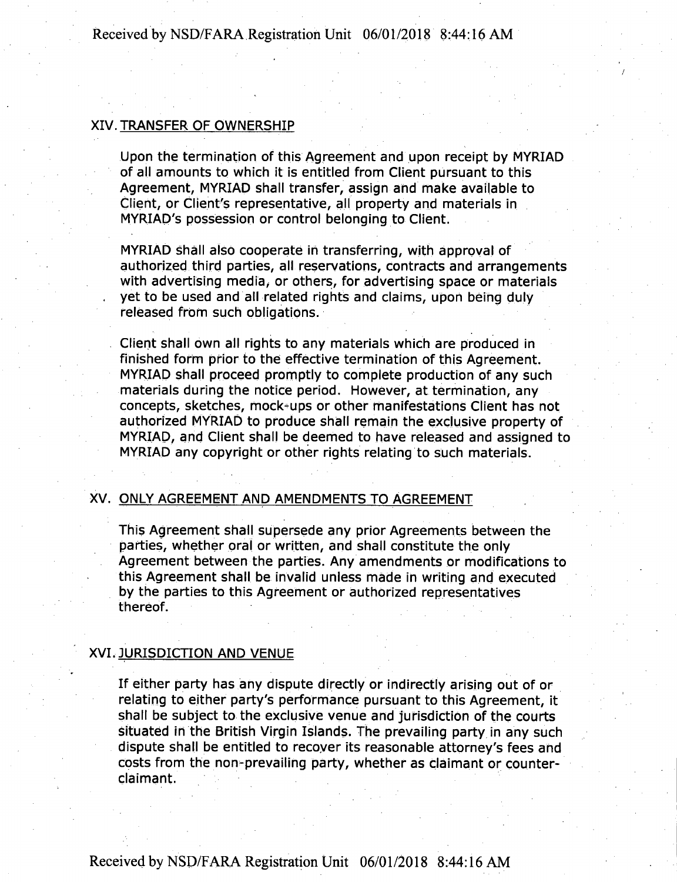## XIV. TRANSFER OF OWNERSHIP

Upon the termination of this Agreement and upon receipt by MYRIAD of all amounts to which it is entitled from Client pursuant to this Agreement, MYRIAD shall transfer, assign and make available to Client, or Client's representative, all property and materials in MYRIAD's possession or control belonging to Client.

MYRIAD shall also cooperate in transferring, with approval of authorized third parties, all reservations, contracts and arrangements with advertising media, or others, for advertising space or materials yet to be used and all related rights and claims, upon being duly released from such obligations.

Client shall own all rights to any materials which are produced in finished form prior to the effective termination of this Agreement. MYRIAD shall proceed promptly to complete production of any such materials during the notice period. However, at termination, any concepts, sketches, mock-ups or other manifestations Client has not authorized MYRIAD to produce shall remain the exclusive property of MYRIAD, and Client shall be deemed to have released and assigned to MYRIAD any copyright or other rights relating to such materials.

## XV. ONLY AGREEMENT AND AMENDMENTS TO AGREEMENT

This Agreement shall supersede any prior Agreements between the parties, whether oral or written, and shall constitute the only Agreement between the parties. Any amendments or modifications to this Agreement shall be invalid unless made in writing and executed by the parties to this Agreement or authorized representatives thereof.

## XVI. JURISDICTION AND VENUE

If either party has any dispute directly or indirectly arising out of or relating to either party's performance pursuant to this Agreement, it shall be subject to the exclusive venue and jurisdiction of the courts situated in the British Virgin Islands. The prevailing party in any such dispute shall be entitled to recover its reasonable attorney's fees and costs from the non-prevailing party, whether as claimant or counter-claimant.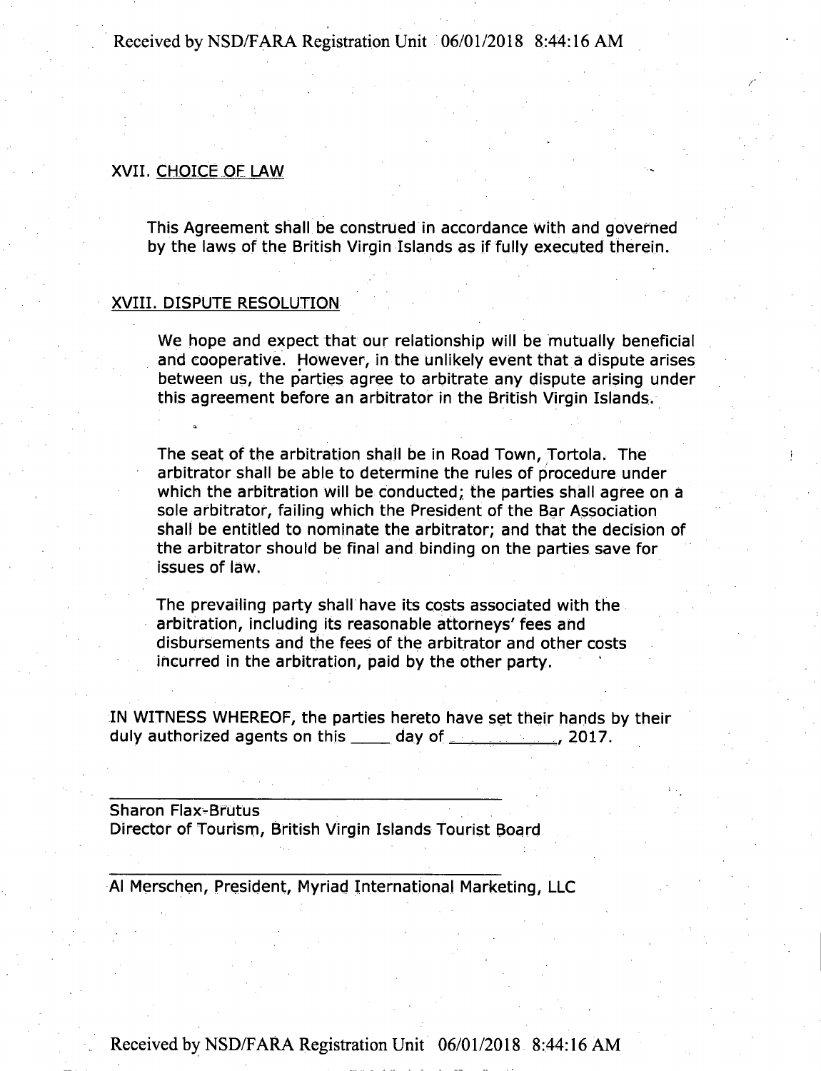## XVII. CHOICE OF LAW

This Agreement shall be construed in accordance with and governed by the laws of the British Virgin Islands as if fully executed therein.

## XVIII. DISPUTE RESOLUTION

We hope and expect that our relationship will be mutually beneficial and cooperative. However, in the unlikely event that a dispute arises between us, the parties agree to arbitrate any dispute arising under this agreement before an arbitrator in the British Virgin Islands.

The seat of the arbitration shall be in Road Town, Tortola. The arbitrator shall be able to determine the rules of procedure under which the arbitration will be conducted; the parties shall agree on a sole arbitrator, failing which the President of the Bar Association shall be entitled to nominate the arbitrator; and that the decision of the arbitrator should be final and binding on the parties save for issues of law.

The prevailing party shall have its costs associated with the arbitration, including its reasonable attorneys' fees and disbursements and the fees of the arbitrator and other costs incurred in the arbitration, paid by the other party.

IN WITNESS WHEREOF, the parties hereto have set their hands by their duly authorized agents on this ____ day of ____________, 2017.

\_\_\_\_\_\_\_\_\_\_\_\_\_\_\_\_\_\_\_\_\_\_\_\_\_\_\_\_\_\_\_\_\_\_\_\_\_\_\_\_

Sharon Flax-Brutus
Director of Tourism, British Virgin Islands Tourist Board

\_\_\_\_\_\_\_\_\_\_\_\_\_\_\_\_\_\_\_\_\_\_\_\_\_\_\_\_\_\_\_\_\_\_\_\_\_\_\_\_

Al Merschen, President, Myriad International Marketing, LLC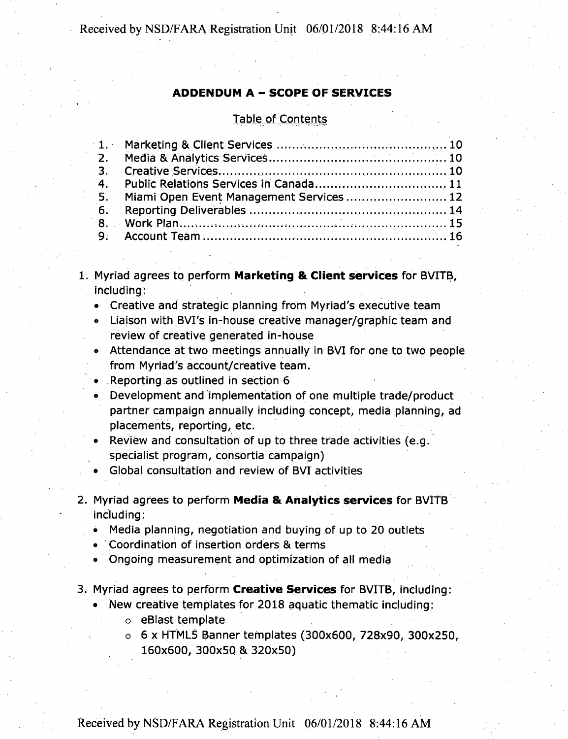## ADDENDUM A – SCOPE OF SERVICES

Table of Contents

1. Marketing & Client Services ........................................... 10
2. Media & Analytics Services ............................................ 10
3. Creative Services .......................................................... 10
4. Public Relations Services in Canada ................................. 11
5. Miami Open Event Management Services .......................... 12
6. Reporting Deliverables ................................................... 14
8. Work Plan ..................................................................... 15
9. Account Team ............................................................... 16

1. Myriad agrees to perform **Marketing & Client services** for BVITB, including:
   - Creative and strategic planning from Myriad's executive team
   - Liaison with BVI's in-house creative manager/graphic team and review of creative generated in-house
   - Attendance at two meetings annually in BVI for one to two people from Myriad's account/creative team.
   - Reporting as outlined in section 6
   - Development and implementation of one multiple trade/product partner campaign annually including concept, media planning, ad placements, reporting, etc.
   - Review and consultation of up to three trade activities (e.g. specialist program, consortia campaign)
   - Global consultation and review of BVI activities

2. Myriad agrees to perform **Media & Analytics services** for BVITB including:
   - Media planning, negotiation and buying of up to 20 outlets
   - Coordination of insertion orders & terms
   - Ongoing measurement and optimization of all media

3. Myriad agrees to perform **Creative Services** for BVITB, including:
   - New creative templates for 2018 aquatic thematic including:
     - eBlast template
     - 6 x HTML5 Banner templates (300x600, 728x90, 300x250, 160x600, 300x50 & 320x50)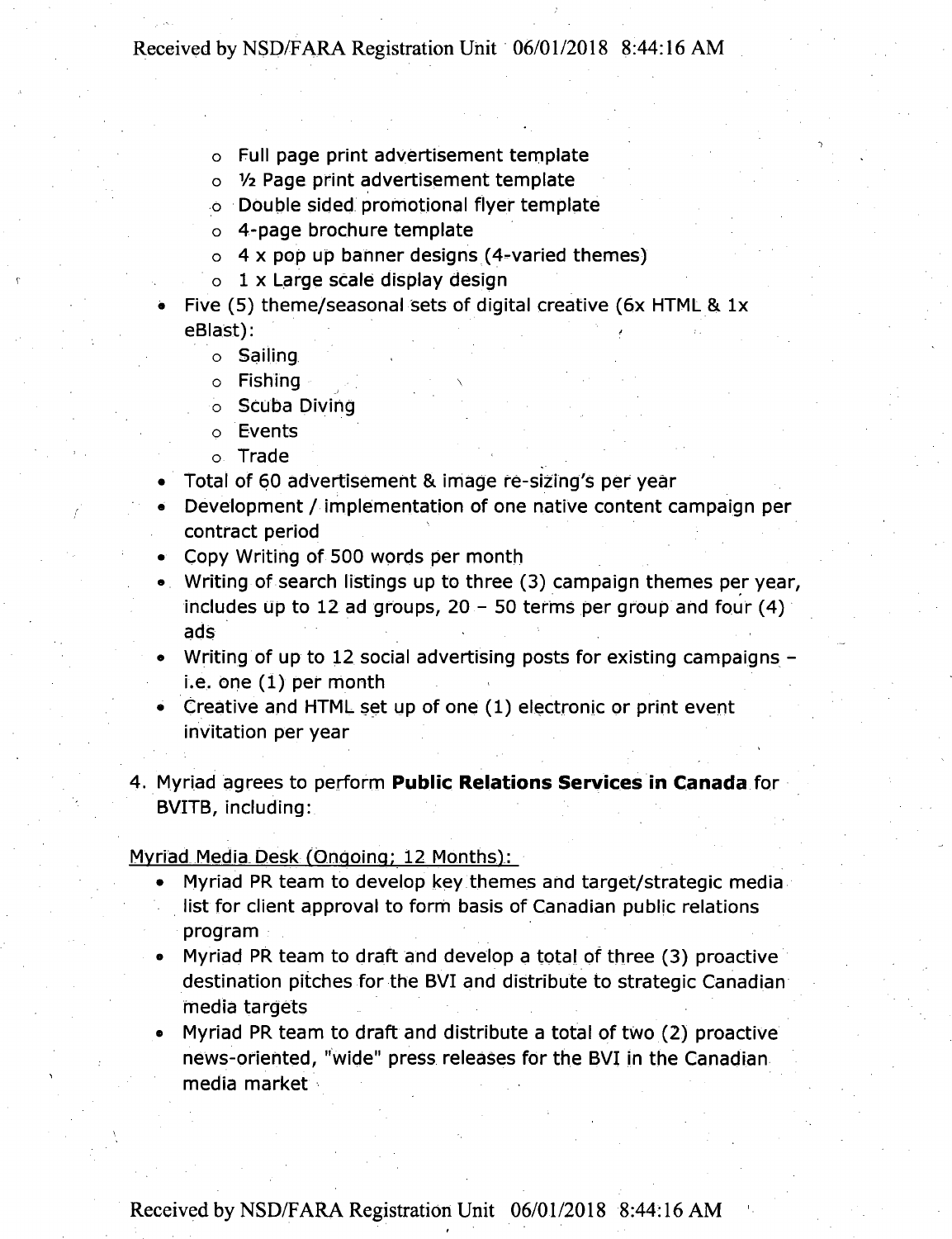- Full page print advertisement template
    - ½ Page print advertisement template
    - Double sided promotional flyer template
    - 4-page brochure template
    - 4 x pop up banner designs (4-varied themes)
    - 1 x Large scale display design
- Five (5) theme/seasonal sets of digital creative (6x HTML & 1x eBlast):
    - Sailing
    - Fishing
    - Scuba Diving
    - Events
    - Trade
- Total of 60 advertisement & image re-sizing's per year
- Development / implementation of one native content campaign per contract period
- Copy Writing of 500 words per month
- Writing of search listings up to three (3) campaign themes per year, includes up to 12 ad groups, 20 – 50 terms per group and four (4) ads
- Writing of up to 12 social advertising posts for existing campaigns – i.e. one (1) per month
- Creative and HTML set up of one (1) electronic or print event invitation per year

4. Myriad agrees to perform **Public Relations Services in Canada** for BVITB, including:

<u>Myriad Media Desk (Ongoing; 12 Months):</u>

- Myriad PR team to develop key themes and target/strategic media list for client approval to form basis of Canadian public relations program
- Myriad PR team to draft and develop a total of three (3) proactive destination pitches for the BVI and distribute to strategic Canadian media targets
- Myriad PR team to draft and distribute a total of two (2) proactive news-oriented, "wide" press releases for the BVI in the Canadian media market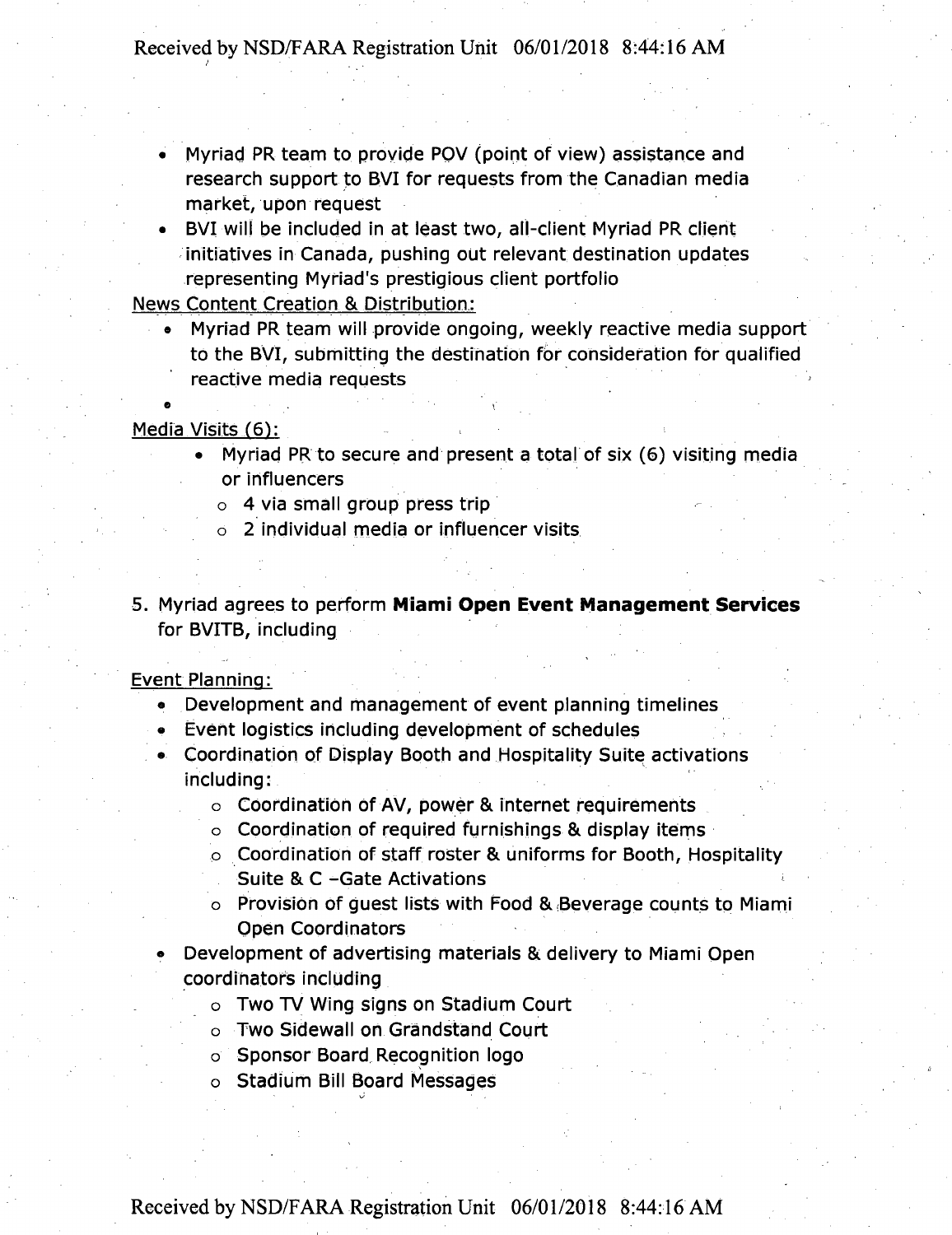- Myriad PR team to provide POV (point of view) assistance and research support to BVI for requests from the Canadian media market, upon request
- BVI will be included in at least two, all-client Myriad PR client initiatives in Canada, pushing out relevant destination updates representing Myriad's prestigious client portfolio

News Content Creation & Distribution:

- Myriad PR team will provide ongoing, weekly reactive media support to the BVI, submitting the destination for consideration for qualified reactive media requests
-

Media Visits (6):

- Myriad PR to secure and present a total of six (6) visiting media or influencers
    - 4 via small group press trip
    - 2 individual media or influencer visits

5. Myriad agrees to perform **Miami Open Event Management Services** for BVITB, including

Event Planning:

- Development and management of event planning timelines
- Event logistics including development of schedules
- Coordination of Display Booth and Hospitality Suite activations including:
    - Coordination of AV, power & internet requirements
    - Coordination of required furnishings & display items
    - Coordination of staff roster & uniforms for Booth, Hospitality Suite & C –Gate Activations
    - Provision of guest lists with Food & Beverage counts to Miami Open Coordinators
- Development of advertising materials & delivery to Miami Open coordinators including
    - Two TV Wing signs on Stadium Court
    - Two Sidewall on Grandstand Court
    - Sponsor Board Recognition logo
    - Stadium Bill Board Messages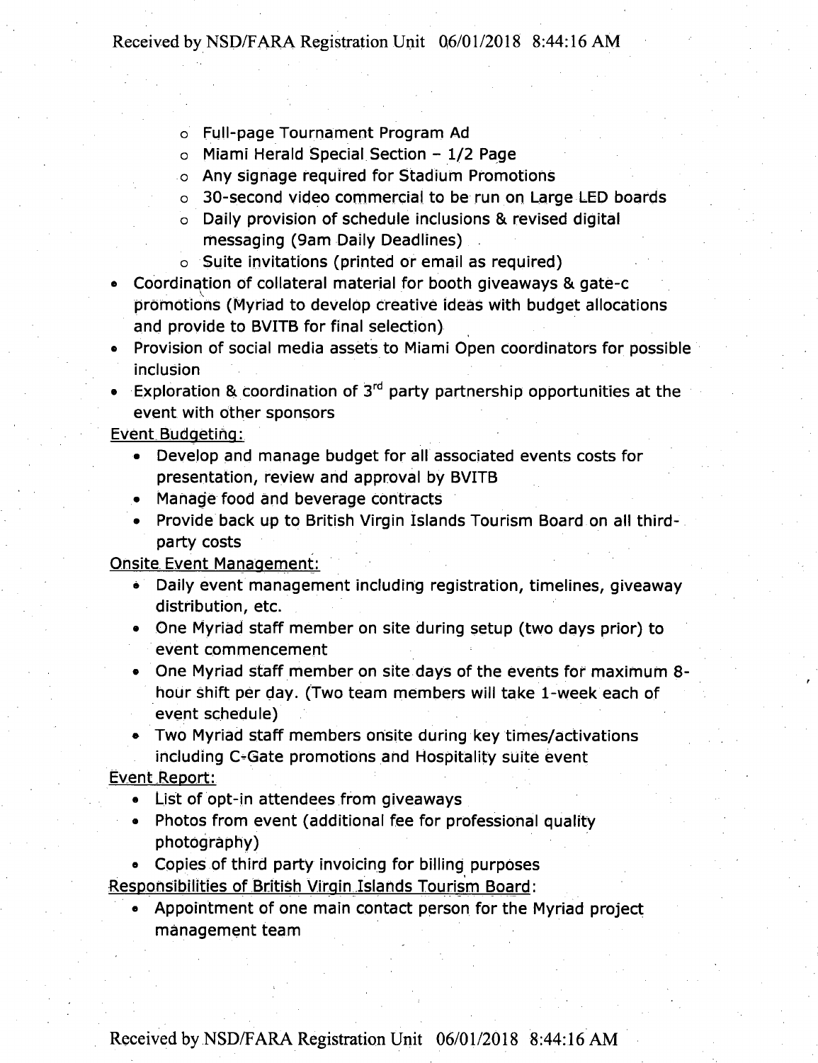- Full-page Tournament Program Ad
  - Miami Herald Special Section – 1/2 Page
  - Any signage required for Stadium Promotions
  - 30-second video commercial to be run on Large LED boards
  - Daily provision of schedule inclusions & revised digital messaging (9am Daily Deadlines)
  - Suite invitations (printed or email as required)
- Coordination of collateral material for booth giveaways & gate-c promotions (Myriad to develop creative ideas with budget allocations and provide to BVITB for final selection)
- Provision of social media assets to Miami Open coordinators for possible inclusion
- Exploration & coordination of 3rd party partnership opportunities at the event with other sponsors

<u>Event Budgeting:</u>

- Develop and manage budget for all associated events costs for presentation, review and approval by BVITB
- Manage food and beverage contracts
- Provide back up to British Virgin Islands Tourism Board on all third-party costs

<u>Onsite Event Management:</u>

- Daily event management including registration, timelines, giveaway distribution, etc.
- One Myriad staff member on site during setup (two days prior) to event commencement
- One Myriad staff member on site days of the events for maximum 8-hour shift per day. (Two team members will take 1-week each of event schedule)
- Two Myriad staff members onsite during key times/activations including C-Gate promotions and Hospitality suite event

<u>Event Report:</u>

- List of opt-in attendees from giveaways
- Photos from event (additional fee for professional quality photography)
- Copies of third party invoicing for billing purposes

<u>Responsibilities of British Virgin Islands Tourism Board</u>:

- Appointment of one main contact person for the Myriad project management team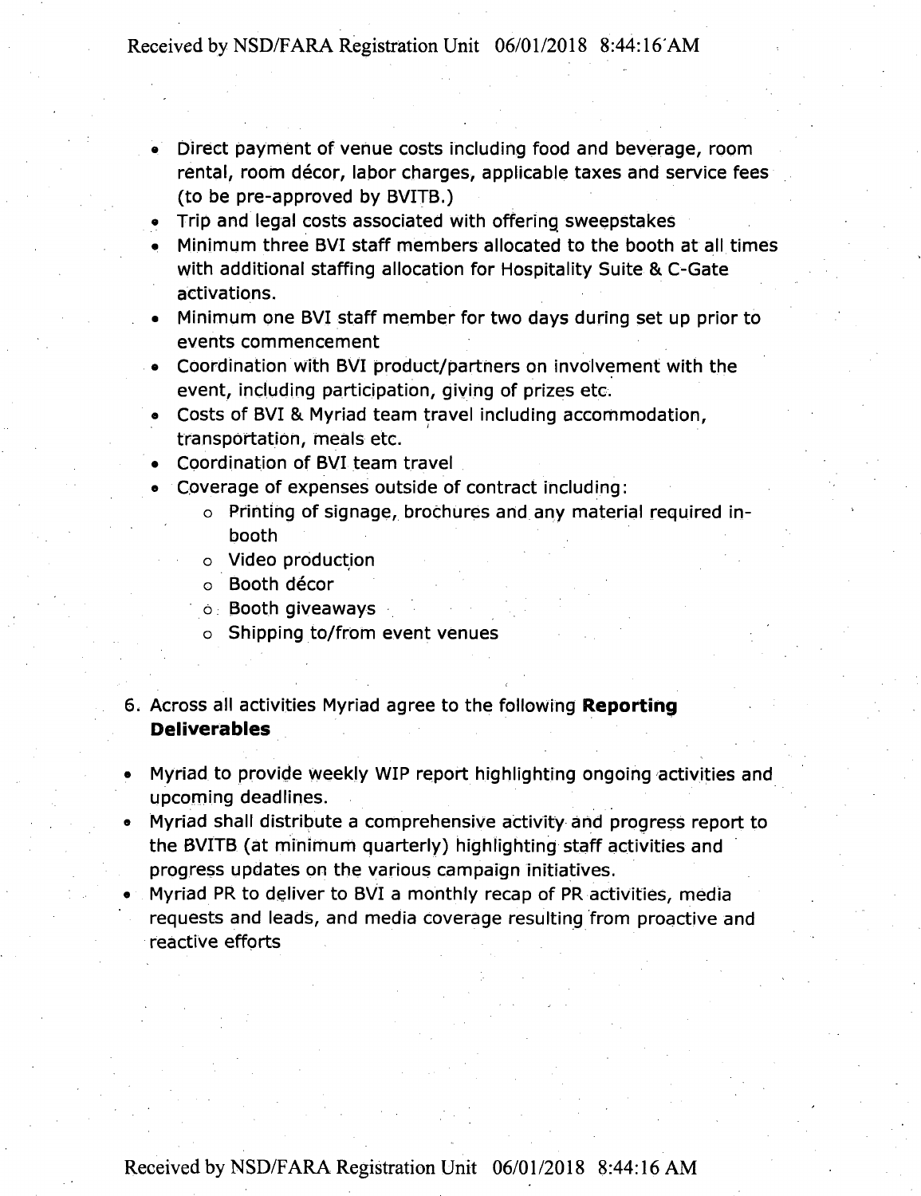- Direct payment of venue costs including food and beverage, room rental, room décor, labor charges, applicable taxes and service fees (to be pre-approved by BVITB.)
- Trip and legal costs associated with offering sweepstakes
- Minimum three BVI staff members allocated to the booth at all times with additional staffing allocation for Hospitality Suite & C-Gate activations.
- Minimum one BVI staff member for two days during set up prior to events commencement
- Coordination with BVI product/partners on involvement with the event, including participation, giving of prizes etc.
- Costs of BVI & Myriad team travel including accommodation, transportation, meals etc.
- Coordination of BVI team travel
- Coverage of expenses outside of contract including:
  - Printing of signage, brochures and any material required in-booth
  - Video production
  - Booth décor
  - Booth giveaways
  - Shipping to/from event venues

6. Across all activities Myriad agree to the following **Reporting Deliverables**

- Myriad to provide weekly WIP report highlighting ongoing activities and upcoming deadlines.
- Myriad shall distribute a comprehensive activity and progress report to the BVITB (at minimum quarterly) highlighting staff activities and progress updates on the various campaign initiatives.
- Myriad PR to deliver to BVI a monthly recap of PR activities, media requests and leads, and media coverage resulting from proactive and reactive efforts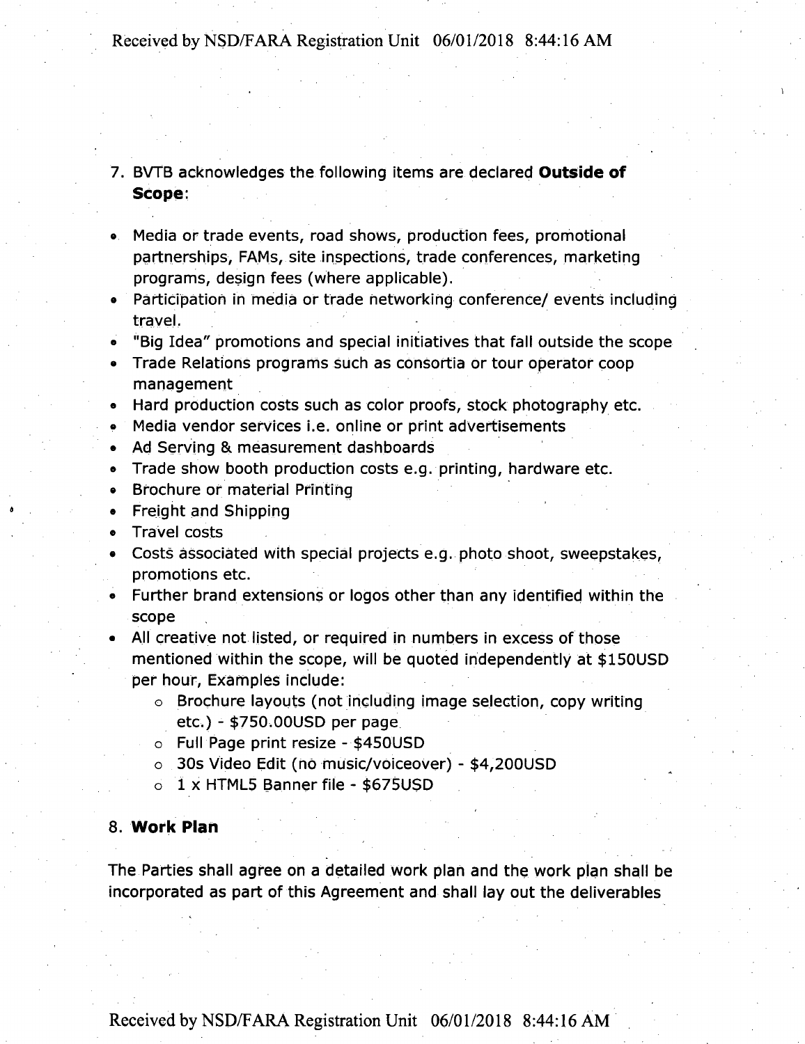7. BVTB acknowledges the following items are declared **Outside of Scope**:

- Media or trade events, road shows, production fees, promotional partnerships, FAMs, site inspections, trade conferences, marketing programs, design fees (where applicable).
- Participation in media or trade networking conference/ events including travel.
- "Big Idea" promotions and special initiatives that fall outside the scope
- Trade Relations programs such as consortia or tour operator coop management
- Hard production costs such as color proofs, stock photography etc.
- Media vendor services i.e. online or print advertisements
- Ad Serving & measurement dashboards
- Trade show booth production costs e.g. printing, hardware etc.
- Brochure or material Printing
- Freight and Shipping
- Travel costs
- Costs associated with special projects e.g. photo shoot, sweepstakes, promotions etc.
- Further brand extensions or logos other than any identified within the scope
- All creative not listed, or required in numbers in excess of those mentioned within the scope, will be quoted independently at $150USD per hour, Examples include:
  - Brochure layouts (not including image selection, copy writing etc.) - $750.00USD per page
  - Full Page print resize - $450USD
  - 30s Video Edit (no music/voiceover) - $4,200USD
  - 1 x HTML5 Banner file - $675USD

8. **Work Plan**

The Parties shall agree on a detailed work plan and the work plan shall be incorporated as part of this Agreement and shall lay out the deliverables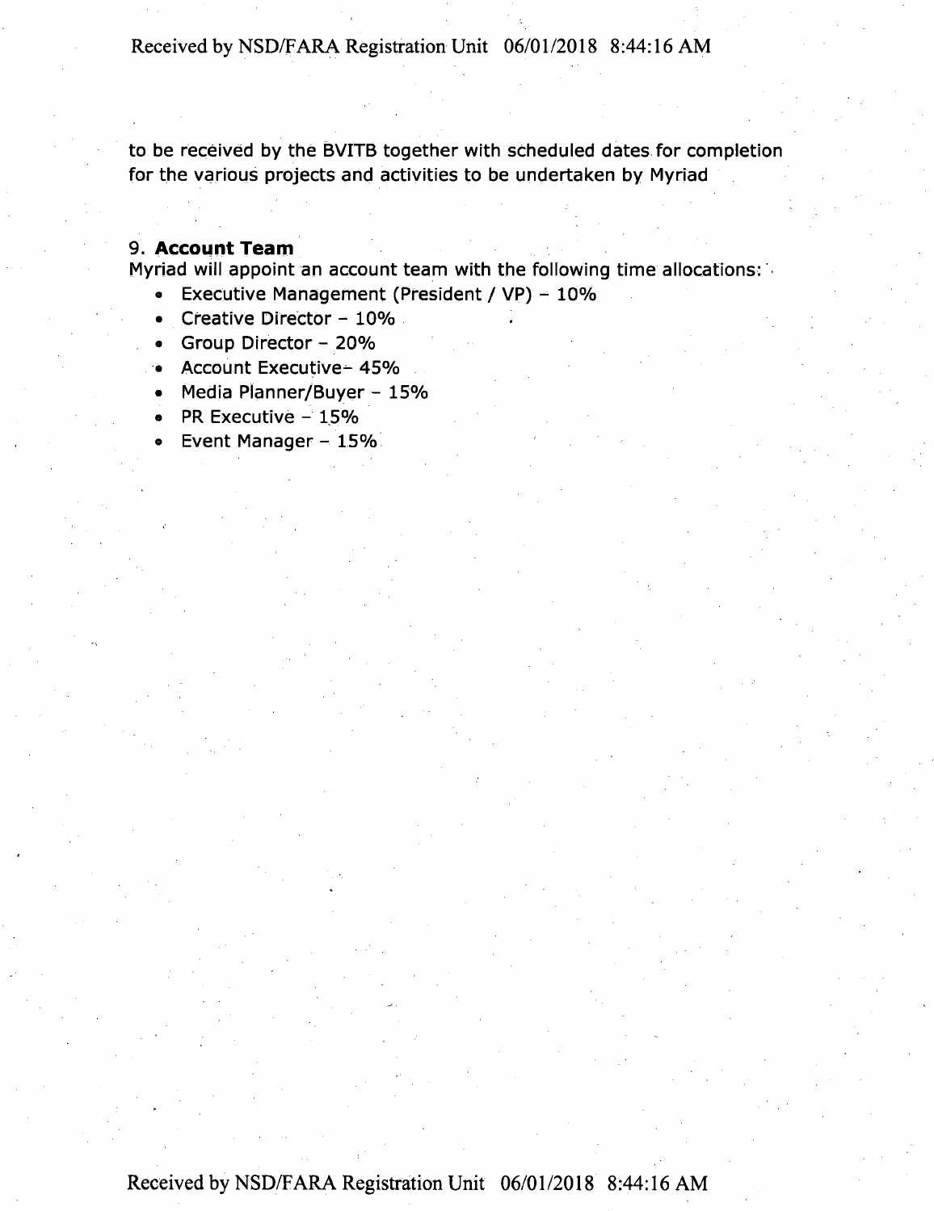to be received by the BVITB together with scheduled dates for completion for the various projects and activities to be undertaken by Myriad

## 9. **Account Team**

Myriad will appoint an account team with the following time allocations:

- Executive Management (President / VP) – 10%
- Creative Director – 10%
- Group Director – 20%
- Account Executive– 45%
- Media Planner/Buyer – 15%
- PR Executive – 15%
- Event Manager – 15%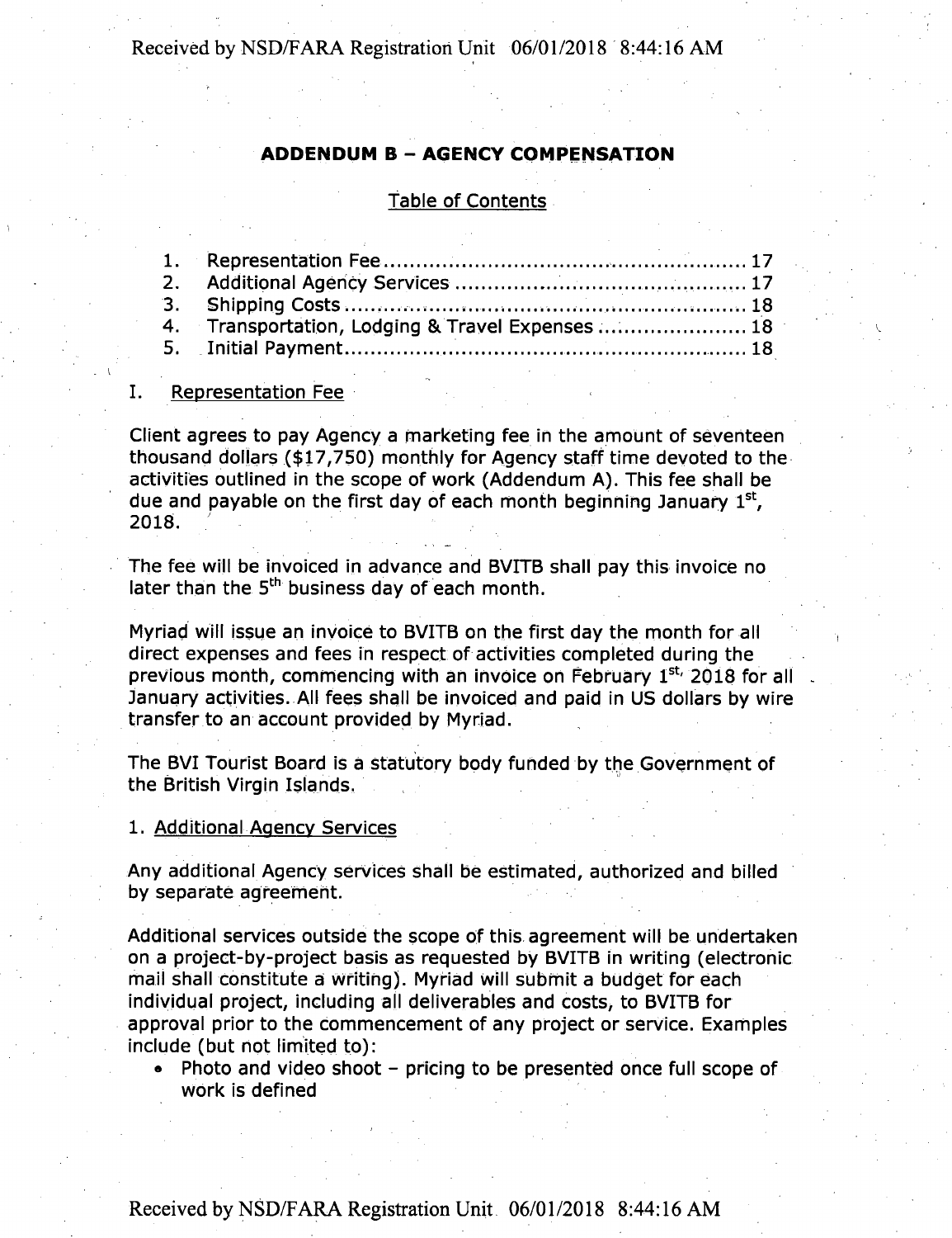## ADDENDUM B – AGENCY COMPENSATION

Table of Contents

1. Representation Fee ........................................................ 17
2. Additional Agency Services ............................................. 17
3. Shipping Costs ................................................................ 18
4. Transportation, Lodging & Travel Expenses ....................... 18
5. Initial Payment ................................................................ 18

I. Representation Fee

Client agrees to pay Agency a marketing fee in the amount of seventeen thousand dollars ($17,750) monthly for Agency staff time devoted to the activities outlined in the scope of work (Addendum A). This fee shall be due and payable on the first day of each month beginning January 1st, 2018.

The fee will be invoiced in advance and BVITB shall pay this invoice no later than the 5th business day of each month.

Myriad will issue an invoice to BVITB on the first day the month for all direct expenses and fees in respect of activities completed during the previous month, commencing with an invoice on February 1st, 2018 for all January activities. All fees shall be invoiced and paid in US dollars by wire transfer to an account provided by Myriad.

The BVI Tourist Board is a statutory body funded by the Government of the British Virgin Islands.

1. Additional Agency Services

Any additional Agency services shall be estimated, authorized and billed by separate agreement.

Additional services outside the scope of this agreement will be undertaken on a project-by-project basis as requested by BVITB in writing (electronic mail shall constitute a writing). Myriad will submit a budget for each individual project, including all deliverables and costs, to BVITB for approval prior to the commencement of any project or service. Examples include (but not limited to):

- Photo and video shoot – pricing to be presented once full scope of work is defined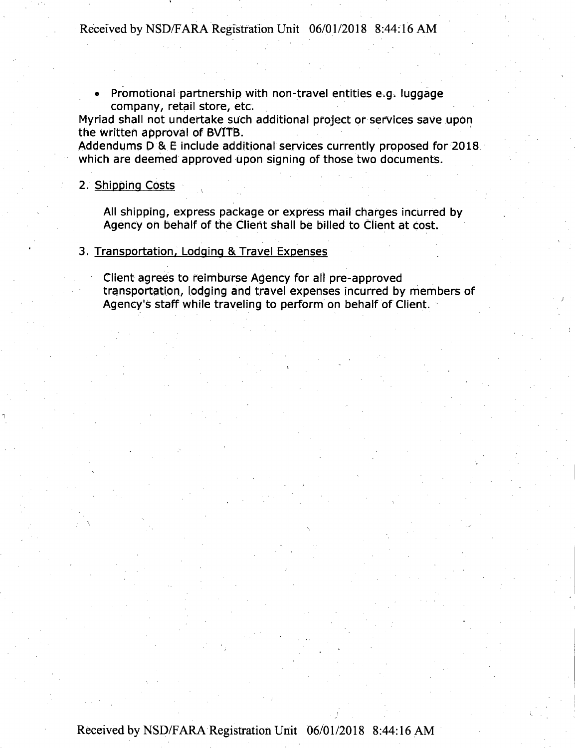- Promotional partnership with non-travel entities e.g. luggage company, retail store, etc.

Myriad shall not undertake such additional project or services save upon the written approval of BVITB.

Addendums D & E include additional services currently proposed for 2018 which are deemed approved upon signing of those two documents.

2. <u>Shipping Costs</u>

   All shipping, express package or express mail charges incurred by Agency on behalf of the Client shall be billed to Client at cost.

3. <u>Transportation, Lodging & Travel Expenses</u>

   Client agrees to reimburse Agency for all pre-approved transportation, lodging and travel expenses incurred by members of Agency's staff while traveling to perform on behalf of Client.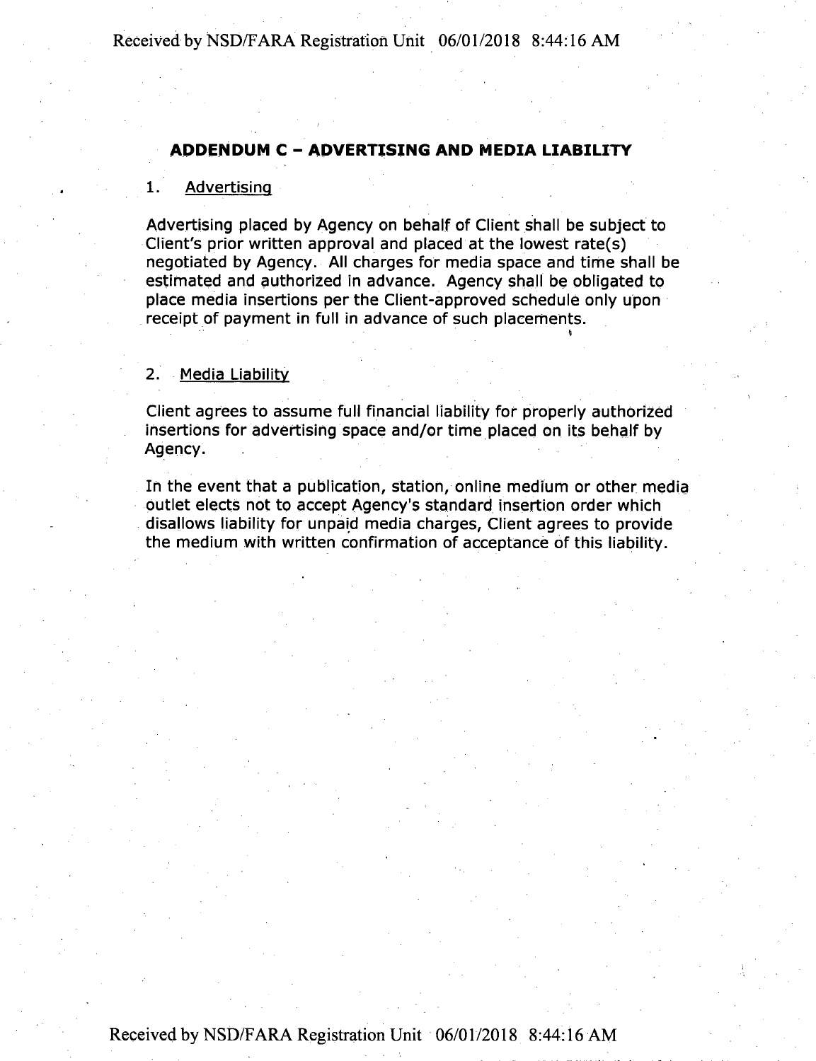## ADDENDUM C – ADVERTISING AND MEDIA LIABILITY

1. Advertising

Advertising placed by Agency on behalf of Client shall be subject to Client's prior written approval and placed at the lowest rate(s) negotiated by Agency. All charges for media space and time shall be estimated and authorized in advance. Agency shall be obligated to place media insertions per the Client-approved schedule only upon receipt of payment in full in advance of such placements.

2. Media Liability

Client agrees to assume full financial liability for properly authorized insertions for advertising space and/or time placed on its behalf by Agency.

In the event that a publication, station, online medium or other media outlet elects not to accept Agency's standard insertion order which disallows liability for unpaid media charges, Client agrees to provide the medium with written confirmation of acceptance of this liability.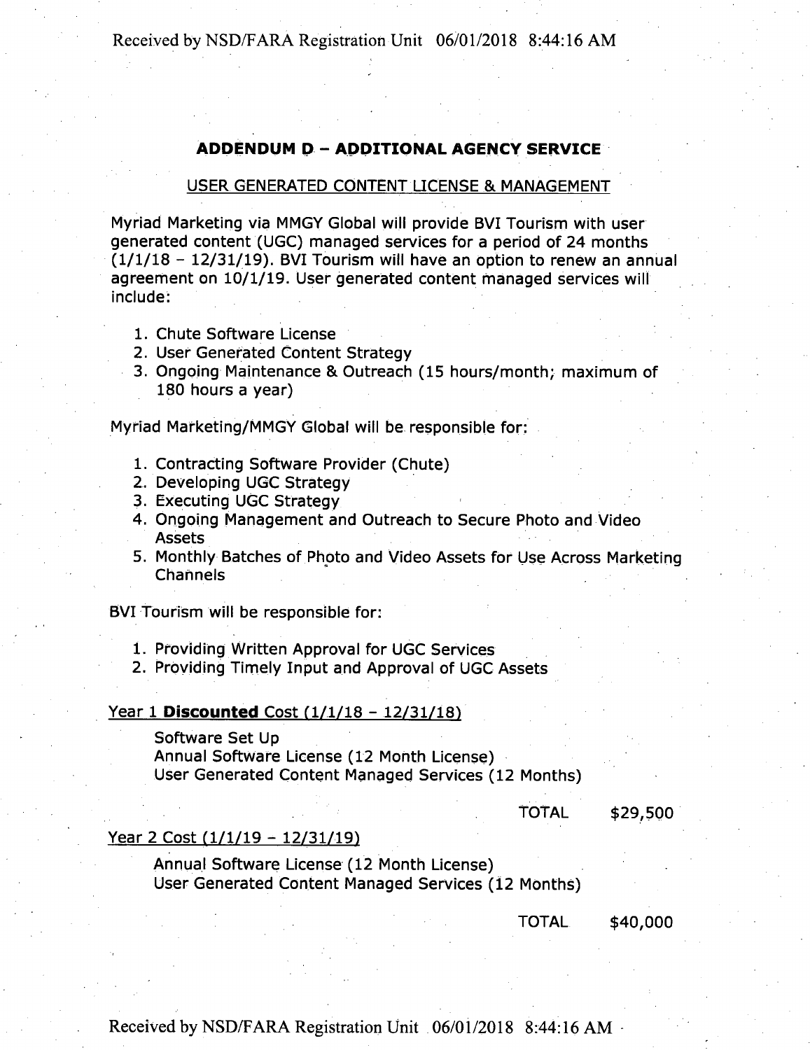## ADDENDUM D – ADDITIONAL AGENCY SERVICE

### USER GENERATED CONTENT LICENSE & MANAGEMENT

Myriad Marketing via MMGY Global will provide BVI Tourism with user generated content (UGC) managed services for a period of 24 months (1/1/18 – 12/31/19). BVI Tourism will have an option to renew an annual agreement on 10/1/19. User generated content managed services will include:

1. Chute Software License
2. User Generated Content Strategy
3. Ongoing Maintenance & Outreach (15 hours/month; maximum of 180 hours a year)

Myriad Marketing/MMGY Global will be responsible for:

1. Contracting Software Provider (Chute)
2. Developing UGC Strategy
3. Executing UGC Strategy
4. Ongoing Management and Outreach to Secure Photo and Video Assets
5. Monthly Batches of Photo and Video Assets for Use Across Marketing Channels

BVI Tourism will be responsible for:

1. Providing Written Approval for UGC Services
2. Providing Timely Input and Approval of UGC Assets

Year 1 **Discounted** Cost (1/1/18 – 12/31/18)

Software Set Up
Annual Software License (12 Month License)
User Generated Content Managed Services (12 Months)

TOTAL $29,500

Year 2 Cost (1/1/19 – 12/31/19)

Annual Software License (12 Month License)
User Generated Content Managed Services (12 Months)

TOTAL $40,000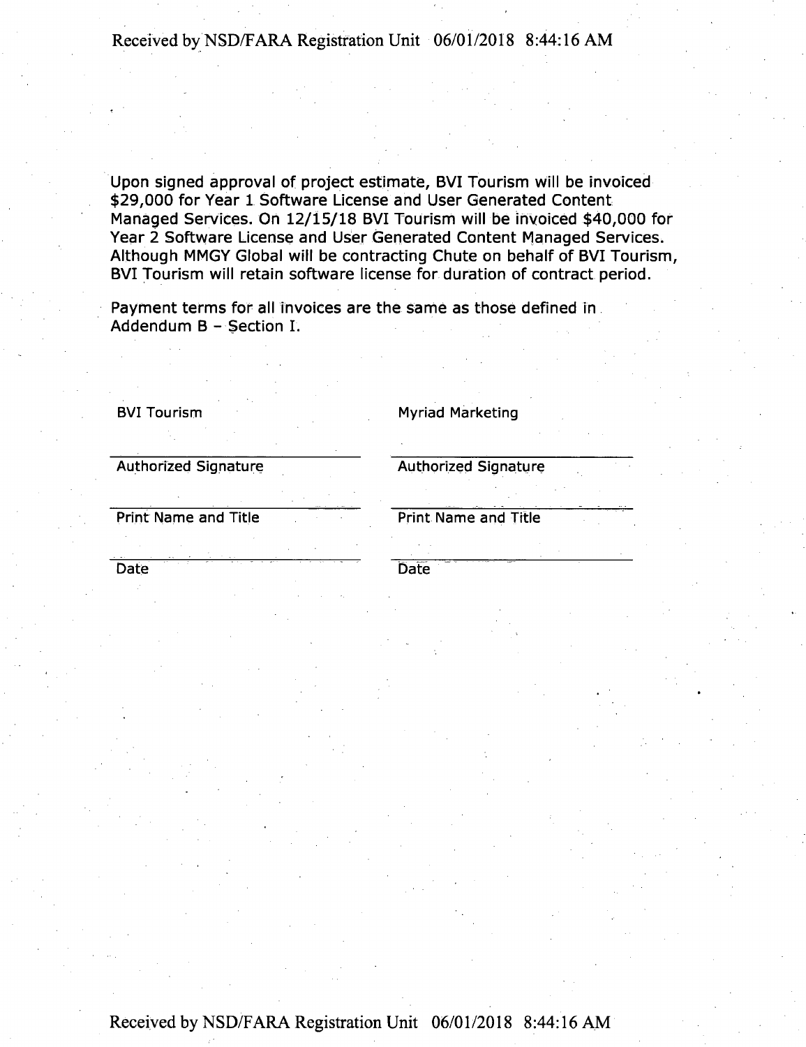Upon signed approval of project estimate, BVI Tourism will be invoiced $29,000 for Year 1 Software License and User Generated Content Managed Services. On 12/15/18 BVI Tourism will be invoiced $40,000 for Year 2 Software License and User Generated Content Managed Services. Although MMGY Global will be contracting Chute on behalf of BVI Tourism, BVI Tourism will retain software license for duration of contract period.

Payment terms for all invoices are the same as those defined in Addendum B – Section I.

| BVI Tourism | Myriad Marketing |
|---|---|
| Authorized Signature | Authorized Signature |
| Print Name and Title | Print Name and Title |
| Date | Date |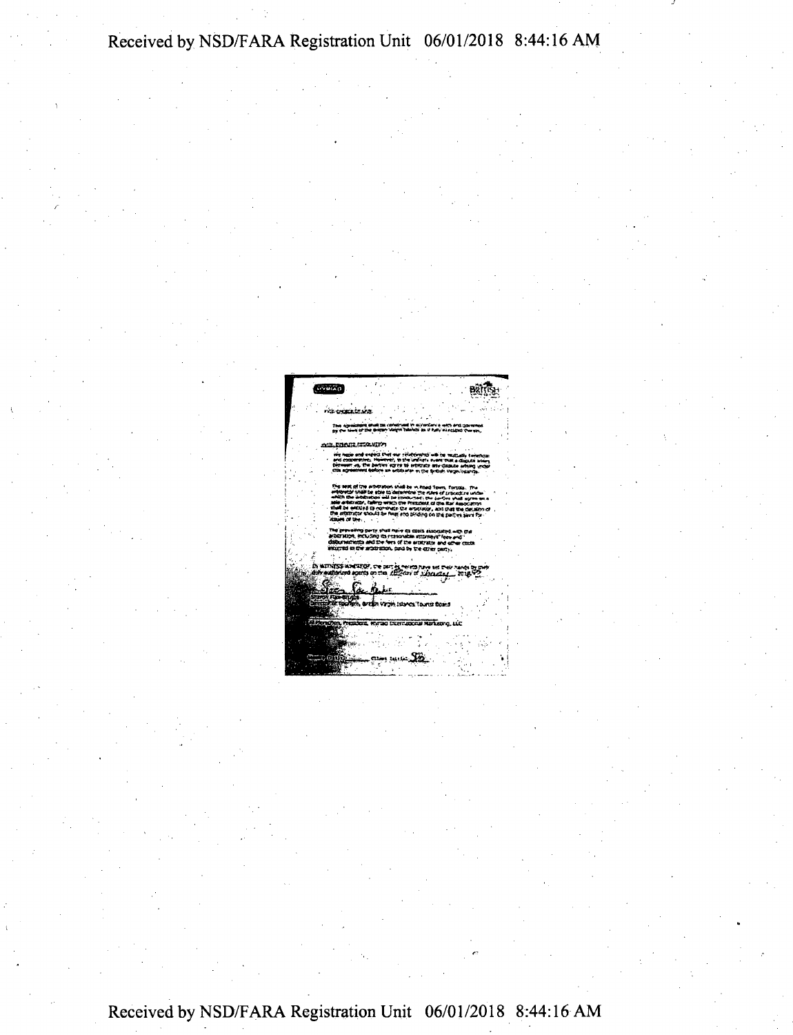CHOICE OF LAW

This agreement shall be construed in accordance with and governed by the laws of the British Virgin Islands as if fully executed therein.

DISPUTE RESOLUTION

We hope and expect that our relationship will be mutually beneficial and cooperative. However, in the unlikely event that a dispute arises between us, the parties agree to arbitrate any dispute arising under this agreement before an arbitrator in the British Virgin Islands.

The seat of the arbitration shall be in Road Town, Tortola. The arbitrator shall be able to determine the rules of procedure under which the arbitration will be conducted; the parties shall agree on a sole arbitrator, failing which the President of the Bar Association shall be entitled to nominate the arbitrator, and that the decision of the arbitrator should be final and binding on the parties save for issues of law.

The prevailing party shall have its costs associated with the arbitration, including its reasonable attorneys' fees and disbursements and the fees of the arbitrator and other costs incurred in the arbitration, paid by the other party.

IN WITNESS WHEREOF, the parties hereto have set their hands by their duly authorized agents on this ___ day of ______ 2018.

Sharon Flax-Brutus
Director of Tourism, British Virgin Islands Tourist Board

President, Myriad International Marketing, LLC

Client Initial: SFB